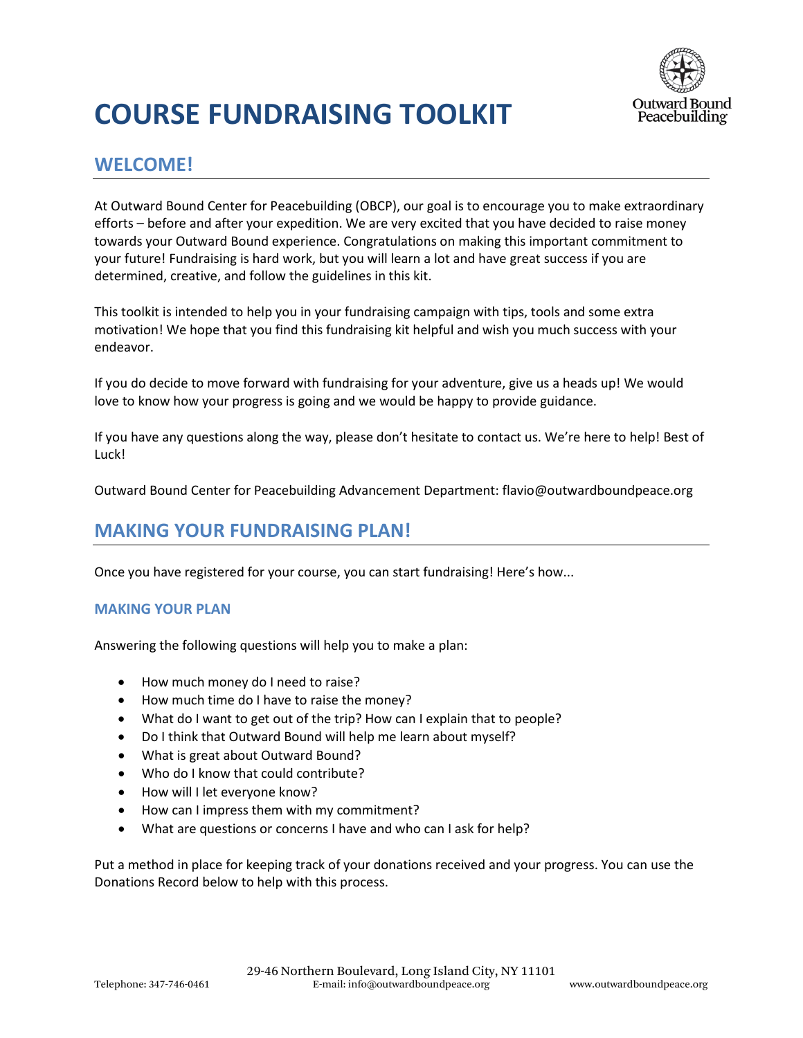# COURSE FUNDRAISING TOOLKIT

## WELCOME!

At Outward Bound Center for Peacebuilding (OBCP), our goal is to encourage you to make extraordinary efforts – before and after your expedition. We are very excited that you have decided to raise money towards your Outward Bound experience. Congratulations on making this important commitment to your future! Fundraising is hard work, but you will learn a lot and have great success if you are determined, creative, and follow the guidelines in this kit.

This toolkit is intended to help you in your fundraising campaign with tips, tools and some extra motivation! We hope that you find this fundraising kit helpful and wish you much success with your endeavor.

If you do decide to move forward with fundraising for your adventure, give us a heads up! We would love to know how your progress is going and we would be happy to provide guidance.

If you have any questions along the way, please don't hesitate to contact us. We're here to help! Best of Luck!

Outward Bound Center for Peacebuilding Advancement Department: flavio@outwardboundpeace.org

## MAKING YOUR FUNDRAISING PLAN!

Once you have registered for your course, you can start fundraising! Here's how...

### MAKING YOUR PLAN

Answering the following questions will help you to make a plan:

- How much money do I need to raise?
- How much time do I have to raise the money?
- What do I want to get out of the trip? How can I explain that to people?
- Do I think that Outward Bound will help me learn about myself?
- What is great about Outward Bound?
- Who do I know that could contribute?
- How will I let everyone know?
- How can I impress them with my commitment?
- What are questions or concerns I have and who can I ask for help?

Put a method in place for keeping track of your donations received and your progress. You can use the Donations Record below to help with this process.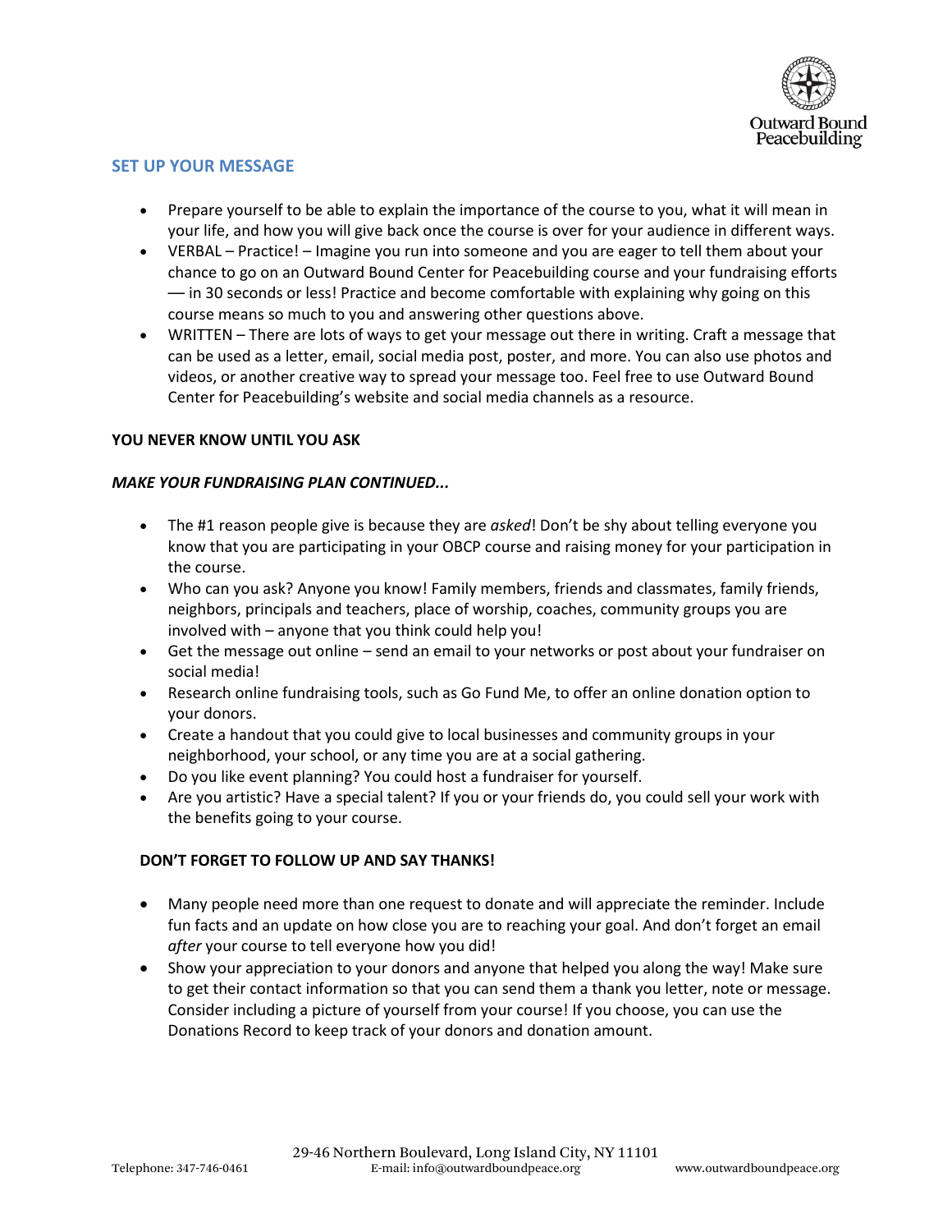## SET UP YOUR MESSAGE

- Prepare yourself to be able to explain the importance of the course to you, what it will mean in your life, and how you will give back once the course is over for your audience in different ways.
- VERBAL – Practice! – Imagine you run into someone and you are eager to tell them about your chance to go on an Outward Bound Center for Peacebuilding course and your fundraising efforts — in 30 seconds or less! Practice and become comfortable with explaining why going on this course means so much to you and answering other questions above.
- WRITTEN – There are lots of ways to get your message out there in writing. Craft a message that can be used as a letter, email, social media post, poster, and more. You can also use photos and videos, or another creative way to spread your message too. Feel free to use Outward Bound Center for Peacebuilding's website and social media channels as a resource.

**YOU NEVER KNOW UNTIL YOU ASK**

***MAKE YOUR FUNDRAISING PLAN CONTINUED...***

- The #1 reason people give is because they are *asked*! Don't be shy about telling everyone you know that you are participating in your OBCP course and raising money for your participation in the course.
- Who can you ask? Anyone you know! Family members, friends and classmates, family friends, neighbors, principals and teachers, place of worship, coaches, community groups you are involved with – anyone that you think could help you!
- Get the message out online – send an email to your networks or post about your fundraiser on social media!
- Research online fundraising tools, such as Go Fund Me, to offer an online donation option to your donors.
- Create a handout that you could give to local businesses and community groups in your neighborhood, your school, or any time you are at a social gathering.
- Do you like event planning? You could host a fundraiser for yourself.
- Are you artistic? Have a special talent? If you or your friends do, you could sell your work with the benefits going to your course.

**DON'T FORGET TO FOLLOW UP AND SAY THANKS!**

- Many people need more than one request to donate and will appreciate the reminder. Include fun facts and an update on how close you are to reaching your goal. And don't forget an email *after* your course to tell everyone how you did!
- Show your appreciation to your donors and anyone that helped you along the way! Make sure to get their contact information so that you can send them a thank you letter, note or message. Consider including a picture of yourself from your course! If you choose, you can use the Donations Record to keep track of your donors and donation amount.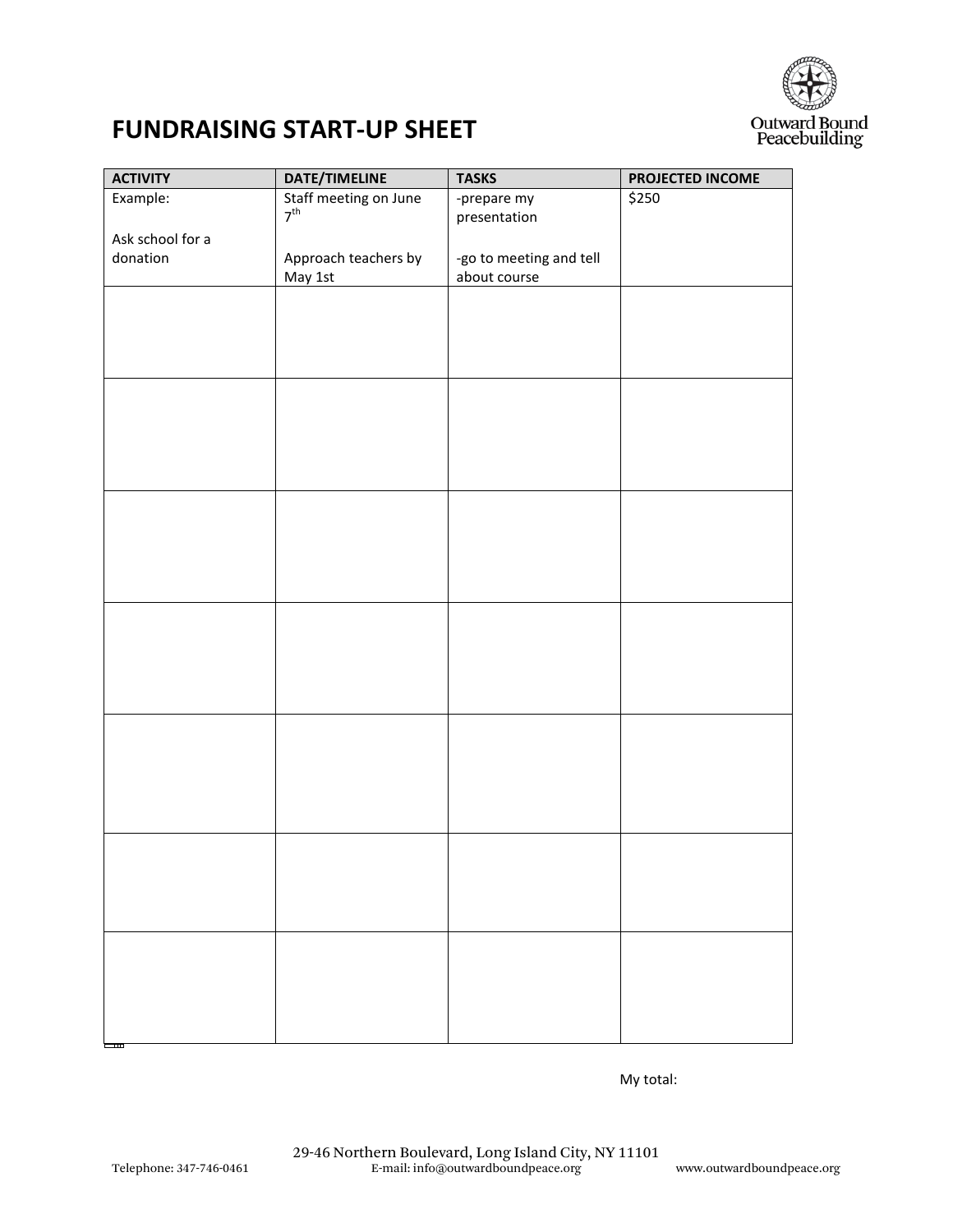# FUNDRAISING START-UP SHEET

| ACTIVITY | DATE/TIMELINE | TASKS | PROJECTED INCOME |
|---|---|---|---|
| Example:<br><br>Ask school for a donation | Staff meeting on June 7th<br><br>Approach teachers by May 1st | -prepare my presentation<br><br>-go to meeting and tell about course | $250 |
| | | | |
| | | | |
| | | | |
| | | | |
| | | | |
| | | | |
| | | | |

My total:

29-46 Northern Boulevard, Long Island City, NY 11101

Telephone: 347-746-0461 E-mail: info@outwardboundpeace.org www.outwardboundpeace.org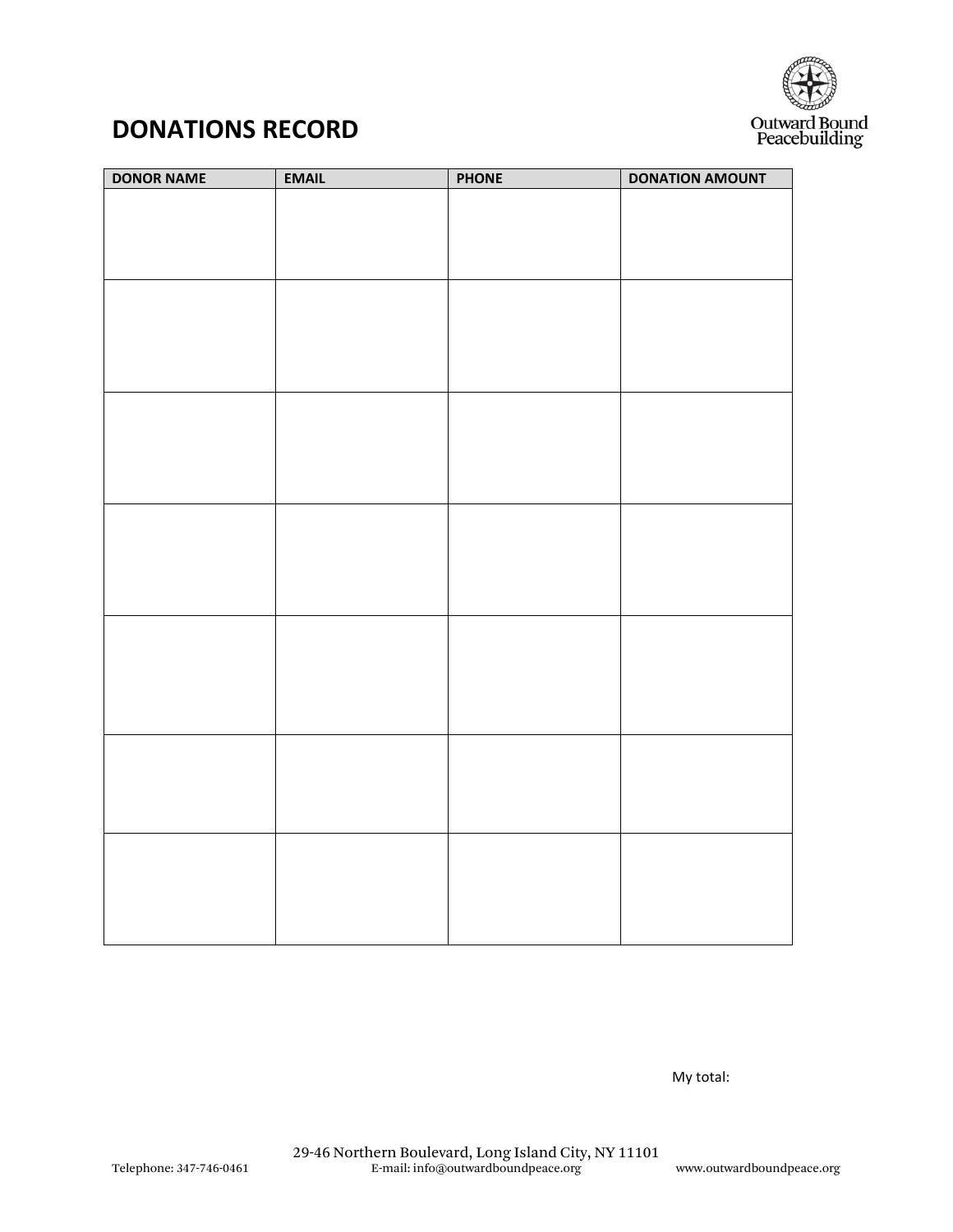Outward Bound Peacebuilding

# DONATIONS RECORD

| DONOR NAME | EMAIL | PHONE | DONATION AMOUNT |
|---|---|---|---|
| | | | |
| | | | |
| | | | |
| | | | |
| | | | |
| | | | |
| | | | |

My total:

29-46 Northern Boulevard, Long Island City, NY 11101

Telephone: 347-746-0461 E-mail: info@outwardboundpeace.org www.outwardboundpeace.org